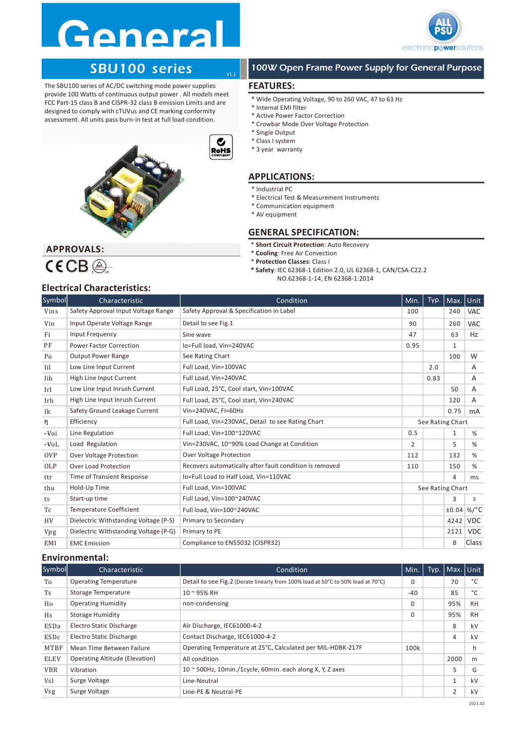# General

## SBU100 series

V1.1

## 100W Open Frame Power Supply for General Purpose

The SBU100 series of AC/DC switching mode power supplies provide 100 Watts of continuous output power . All models meet FCC Part-15 class B and CISPR-32 class B emission Limits and are designed to comply with cTUVus and CE marking conformity assessment. All units pass burn-in test at full load condition.

## FEATURES:

* Wide Operating Voltage, 90 to 260 VAC, 47 to 63 Hz
* Internal EMI filter
* Active Power Factor Correction
* Crowbar Mode Over Voltage Protection
* Single Output
* Class I system
* 3 year warranty

## APPLICATIONS:

* Industrial PC
* Electrical Test & Measurement Instruments
* Communication equipment
* AV equipment

## GENERAL SPECIFICATION:

* **Short Circuit Protection**: Auto Recovery
* **Cooling**: Free Air Convection
* **Protection Classes**: Class I
* **Safety**: IEC 62368-1 Edition 2.0, UL 62368-1, CAN/CSA-C22.2 NO.62368-1-14, EN 62368-1:2014

## APPROVALS:

CE CB

## Electrical Characteristics:

| Symbol | Characteristic | Condition | Min. | Typ. | Max. | Unit |
|---|---|---|---|---|---|---|
| Vins | Safety Approval Input Voltage Range | Safety Approval & Specification in Label | 100 | | 240 | VAC |
| Vin | Input Operate Voltage Range | Detail to see Fig.1 | 90 | | 260 | VAC |
| Fi | Input Frequency | Sine wave | 47 | | 63 | Hz |
| PF | Power Factor Correction | Io=Full load, Vin=240VAC | 0.95 | | 1 | |
| Po | Output Power Range | See Rating Chart | | | 100 | W |
| Iil | Low Line Input Current | Full Load, Vin=100VAC | | 2.0 | | A |
| Iih | High Line Input Current | Full Load, Vin=240VAC | | 0.83 | | A |
| Irl | Low Line Input Inrush Current | Full Load, 25°C, Cool start, Vin=100VAC | | | 50 | A |
| Irh | High Line Input Inrush Current | Full Load, 25°C, Cool start, Vin=240VAC | | | 120 | A |
| Ik | Safety Ground Leakage Current | Vin=240VAC, Fi=60Hz | | | 0.75 | mA |
| η | Efficiency | Full Load, Vin=230VAC, Detail to see Rating Chart | See Rating Chart | | | |
| ·Voi | Line Regulation | Full Load, Vin=100~120VAC | 0.5 | | 1 | % |
| ·VoL | Load Regulation | Vin=230VAC, 10~90% Load Change at Condition | 2 | | 5 | % |
| OVP | Over Voltage Protection | Over Voltage Protection | 112 | | 132 | % |
| OLP | Over Load Protection | Recovers automatically after fault condition is removed | 110 | | 150 | % |
| ttr | Time of Transient Response | Io=Full Load to Half Load, Vin=110VAC | | | 4 | ms |
| thu | Hold-Up Time | Full Load, Vin=100VAC | See Rating Chart | | | |
| ts | Start-up time | Full Load, Vin=100~240VAC | | | 3 | s |
| Tc | Temperature Coefficient | Full load, Vin=100~240VAC | | | ±0.04 | %/°C |
| HV | Dielectric Withstanding Voltage (P-S) | Primary to Secondary | | | 4242 | VDC |
| Vpg | Dielectric Withstanding Voltage (P-G) | Primary to PE | | | 2121 | VDC |
| EMI | EMC Emission | Compliance to EN55032 (CISPR32) | | | B | Class |

## Environmental:

| Symbol | Characteristic | Condition | Min. | Typ. | Max. | Unit |
|---|---|---|---|---|---|---|
| To | Operating Temperature | Detail to see Fig.2 (Derate linearly from 100% load at 50°C to 50% load at 70°C) | 0 | | 70 | °C |
| Ts | Storage Temperature | 10 ~ 95% RH | -40 | | 85 | °C |
| Ho | Operating Humidity | non-condensing | 0 | | 95% | RH |
| Hs | Storage Humidity | | 0 | | 95% | RH |
| ESDa | Electro Static Discharge | Air Discharge, IEC61000-4-2 | | | 8 | kV |
| ESDc | Electro Static Discharge | Contact Discharge, IEC61000-4-2 | | | 4 | kV |
| MTBF | Mean Time Between Failure | Operating Temperature at 25°C, Calculated per MIL-HDBK-217F | 100k | | | h |
| ELEV | Operating Altitude (Elevation) | All condition | | | 2000 | m |
| VBR | Vibration | 10 ~ 500Hz, 10min./1cycle, 60min. each along X, Y, Z axes | | | 5 | G |
| Vsl | Surge Voltage | Line-Neutral | | | 1 | kV |
| Vsg | Surge Voltage | Line-PE & Neutral-PE | | | 2 | kV |

2021.02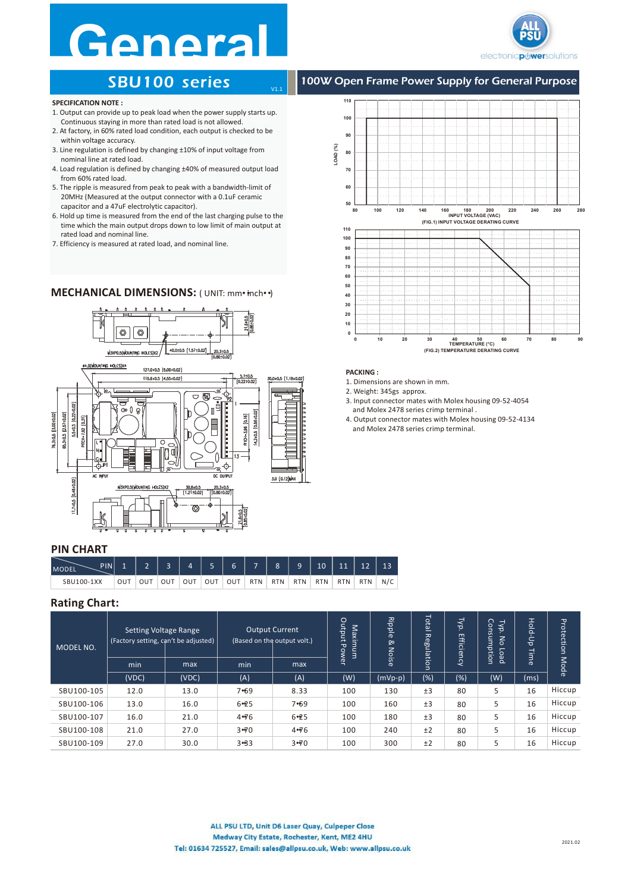# General

# SBU100 series

V1.1

## 100W Open Frame Power Supply for General Purpose

**SPECIFICATION NOTE :**

1. Output can provide up to peak load when the power supply starts up. Continuous staying in more than rated load is not allowed.
2. At factory, in 60% rated load condition, each output is checked to be within voltage accuracy.
3. Line regulation is defined by changing ±10% of input voltage from nominal line at rated load.
4. Load regulation is defined by changing ±40% of measured output load from 60% rated load.
5. The ripple is measured from peak to peak with a bandwidth-limit of 20MHz (Measured at the output connector with a 0.1uF ceramic capacitor and a 47uF electrolytic capacitor).
6. Hold up time is measured from the end of the last charging pulse to the time which the main output drops down to low limit of main output at rated load and nominal line.
7. Efficiency is measured at rated load, and nominal line.

LOAD (%)
110
100
90
80
70
60
50
80 100 120 140 160 180 200 220 240 260 280
INPUT VOLTAGE (VAC)
(FIG.1) INPUT VOLTAGE DERATING CURVE

110
100
90
80
70
60
50
40
30
20
10
0
0 10 20 30 40 50 60 70 80 90
TEMPERATURE (°C)
(FIG.2) TEMPERATURE DERATING CURVE

## MECHANICAL DIMENSIONS: ( UNIT: mm• inch• •)

**PACKING :**

1. Dimensions are shown in mm.
2. Weight: 345gs approx.
3. Input connector mates with Molex housing 09-52-4054 and Molex 2478 series crimp terminal .
4. Output connector mates with Molex housing 09-52-4134 and Molex 2478 series crimp terminal.

## PIN CHART

| MODEL \ PIN | 1 | 2 | 3 | 4 | 5 | 6 | 7 | 8 | 9 | 10 | 11 | 12 | 13 |
|---|---|---|---|---|---|---|---|---|---|---|---|---|---|
| SBU100-1XX | OUT | OUT | OUT | OUT | OUT | OUT | RTN | RTN | RTN | RTN | RTN | RTN | N/C |

## Rating Chart:

| MODEL NO. | Setting Voltage Range (Factory setting, can't be adjusted) | | Output Current (Based on the output volt.) | | Maximum Output Power | Ripple & Noise | Total Regulation | Typ. Efficiency | Typ. No Load Consumption | Hold-Up Time | Protection Mode |
|---|---|---|---|---|---|---|---|---|---|---|---|
| | min | max | min | max | | | | | | | |
| | (VDC) | (VDC) | (A) | (A) | (W) | (mVp-p) | (%) | (%) | (W) | (ms) | |
| SBU100-105 | 12.0 | 13.0 | 7.69 | 8.33 | 100 | 130 | ±3 | 80 | 5 | 16 | Hiccup |
| SBU100-106 | 13.0 | 16.0 | 6.25 | 7.69 | 100 | 160 | ±3 | 80 | 5 | 16 | Hiccup |
| SBU100-107 | 16.0 | 21.0 | 4.76 | 6.25 | 100 | 180 | ±3 | 80 | 5 | 16 | Hiccup |
| SBU100-108 | 21.0 | 27.0 | 3.70 | 4.76 | 100 | 240 | ±2 | 80 | 5 | 16 | Hiccup |
| SBU100-109 | 27.0 | 30.0 | 3.33 | 3.70 | 100 | 300 | ±2 | 80 | 5 | 16 | Hiccup |

ALL PSU LTD, Unit D6 Laser Quay, Culpeper Close
Medway City Estate, Rochester, Kent, ME2 4HU
Tel: 01634 725527, Email: sales@allpsu.co.uk, Web: www.allpsu.co.uk

2021.02